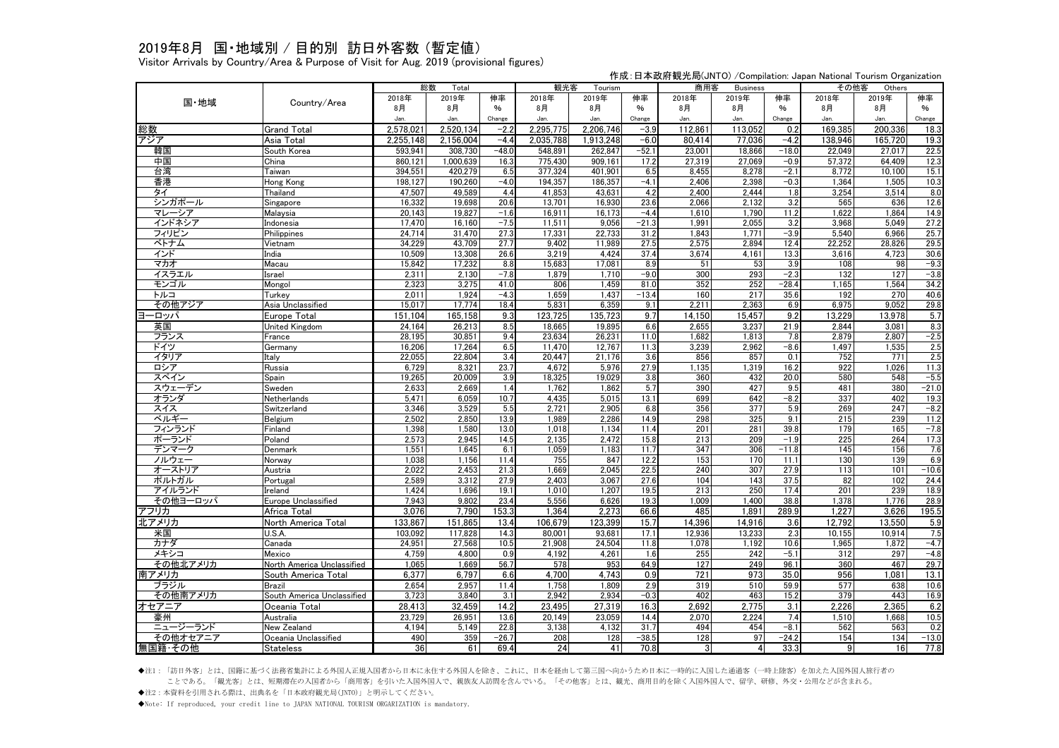# 2019年8月 国・地域別 / 目的別 訪日外客数 (暫定値)

Visitor Arrivals by Country/Area & Purpose of Visit for Aug. 2019 (provisional figures)

作成：日本政府観光局(JNTO) /Compilation: Japan National Tourism Organization

| 国・地域 | Country/Area | 総数 Total | | | 観光客 Tourism | | | 商用客 Business | | | その他客 Others | | |
|---|---|---|---|---|---|---|---|---|---|---|---|---|---|
| | | 2018年 8月 Jan. | 2019年 8月 Jan. | 伸率 % Change | 2018年 8月 Jan. | 2019年 8月 Jan. | 伸率 % Change | 2018年 8月 Jan. | 2019年 8月 Jan. | 伸率 % Change | 2018年 8月 Jan. | 2019年 8月 Jan. | 伸率 % Change |
| 総数 | Grand Total | 2,578,021 | 2,520,134 | −2.2 | 2,295,775 | 2,206,746 | −3.9 | 112,861 | 113,052 | 0.2 | 169,385 | 200,336 | 18.3 |
| アジア | Asia Total | 2,255,148 | 2,156,004 | −4.4 | 2,035,788 | 1,913,248 | −6.0 | 80,414 | 77,036 | −4.2 | 138,946 | 165,720 | 19.3 |
| 韓国 | South Korea | 593,941 | 308,730 | −48.0 | 548,891 | 262,847 | −52.1 | 23,001 | 18,866 | −18.0 | 22,049 | 27,017 | 22.5 |
| 中国 | China | 860,121 | 1,000,639 | 16.3 | 775,430 | 909,161 | 17.2 | 27,319 | 27,069 | −0.9 | 57,372 | 64,409 | 12.3 |
| 台湾 | Taiwan | 394,551 | 420,279 | 6.5 | 377,324 | 401,901 | 6.5 | 8,455 | 8,278 | −2.1 | 8,772 | 10,100 | 15.1 |
| 香港 | Hong Kong | 198,127 | 190,260 | −4.0 | 194,357 | 186,357 | −4.1 | 2,406 | 2,398 | −0.3 | 1,364 | 1,505 | 10.3 |
| タイ | Thailand | 47,507 | 49,589 | 4.4 | 41,853 | 43,631 | 4.2 | 2,400 | 2,444 | 1.8 | 3,254 | 3,514 | 8.0 |
| シンガポール | Singapore | 16,332 | 19,698 | 20.6 | 13,701 | 16,930 | 23.6 | 2,066 | 2,132 | 3.2 | 565 | 636 | 12.6 |
| マレーシア | Malaysia | 20,143 | 19,827 | −1.6 | 16,911 | 16,173 | −4.4 | 1,610 | 1,790 | 11.2 | 1,622 | 1,864 | 14.9 |
| インドネシア | Indonesia | 17,470 | 16,160 | −7.5 | 11,511 | 9,056 | −21.3 | 1,991 | 2,055 | 3.2 | 3,968 | 5,049 | 27.2 |
| フィリピン | Philippines | 24,714 | 31,470 | 27.3 | 17,331 | 22,733 | 31.2 | 1,843 | 1,771 | −3.9 | 5,540 | 6,966 | 25.7 |
| ベトナム | Vietnam | 34,229 | 43,709 | 27.7 | 9,402 | 11,989 | 27.5 | 2,575 | 2,894 | 12.4 | 22,252 | 28,826 | 29.5 |
| インド | India | 10,509 | 13,308 | 26.6 | 3,219 | 4,424 | 37.4 | 3,674 | 4,161 | 13.3 | 3,616 | 4,723 | 30.6 |
| マカオ | Macau | 15,842 | 17,232 | 8.8 | 15,683 | 17,081 | 8.9 | 51 | 53 | 3.9 | 108 | 98 | −9.3 |
| イスラエル | Israel | 2,311 | 2,130 | −7.8 | 1,879 | 1,710 | −9.0 | 300 | 293 | −2.3 | 132 | 127 | −3.8 |
| モンゴル | Mongol | 2,323 | 3,275 | 41.0 | 806 | 1,459 | 81.0 | 352 | 252 | −28.4 | 1,165 | 1,564 | 34.2 |
| トルコ | Turkey | 2,011 | 1,924 | −4.3 | 1,659 | 1,437 | −13.4 | 160 | 217 | 35.6 | 192 | 270 | 40.6 |
| その他アジア | Asia Unclassified | 15,017 | 17,774 | 18.4 | 5,831 | 6,359 | 9.1 | 2,211 | 2,363 | 6.9 | 6,975 | 9,052 | 29.8 |
| ヨーロッパ | Europe Total | 151,104 | 165,158 | 9.3 | 123,725 | 135,723 | 9.7 | 14,150 | 15,457 | 9.2 | 13,229 | 13,978 | 5.7 |
| 英国 | United Kingdom | 24,164 | 26,213 | 8.5 | 18,665 | 19,895 | 6.6 | 2,655 | 3,237 | 21.9 | 2,844 | 3,081 | 8.3 |
| フランス | France | 28,195 | 30,851 | 9.4 | 23,634 | 26,231 | 11.0 | 1,682 | 1,813 | 7.8 | 2,879 | 2,807 | −2.5 |
| ドイツ | Germany | 16,206 | 17,264 | 6.5 | 11,470 | 12,767 | 11.3 | 3,239 | 2,962 | −8.6 | 1,497 | 1,535 | 2.5 |
| イタリア | Italy | 22,055 | 22,804 | 3.4 | 20,447 | 21,176 | 3.6 | 856 | 857 | 0.1 | 752 | 771 | 2.5 |
| ロシア | Russia | 6,729 | 8,321 | 23.7 | 4,672 | 5,976 | 27.9 | 1,135 | 1,319 | 16.2 | 922 | 1,026 | 11.3 |
| スペイン | Spain | 19,265 | 20,009 | 3.9 | 18,325 | 19,029 | 3.8 | 360 | 432 | 20.0 | 580 | 548 | −5.5 |
| スウェーデン | Sweden | 2,633 | 2,669 | 1.4 | 1,762 | 1,862 | 5.7 | 390 | 427 | 9.5 | 481 | 380 | −21.0 |
| オランダ | Netherlands | 5,471 | 6,059 | 10.7 | 4,435 | 5,015 | 13.1 | 699 | 642 | −8.2 | 337 | 402 | 19.3 |
| スイス | Switzerland | 3,346 | 3,529 | 5.5 | 2,721 | 2,905 | 6.8 | 356 | 377 | 5.9 | 269 | 247 | −8.2 |
| ベルギー | Belgium | 2,502 | 2,850 | 13.9 | 1,989 | 2,286 | 14.9 | 298 | 325 | 9.1 | 215 | 239 | 11.2 |
| フィンランド | Finland | 1,398 | 1,580 | 13.0 | 1,018 | 1,134 | 11.4 | 201 | 281 | 39.8 | 179 | 165 | −7.8 |
| ポーランド | Poland | 2,573 | 2,945 | 14.5 | 2,135 | 2,472 | 15.8 | 213 | 209 | −1.9 | 225 | 264 | 17.3 |
| デンマーク | Denmark | 1,551 | 1,645 | 6.1 | 1,059 | 1,183 | 11.7 | 347 | 306 | −11.8 | 145 | 156 | 7.6 |
| ノルウェー | Norway | 1,038 | 1,156 | 11.4 | 755 | 847 | 12.2 | 153 | 170 | 11.1 | 130 | 139 | 6.9 |
| オーストリア | Austria | 2,022 | 2,453 | 21.3 | 1,669 | 2,045 | 22.5 | 240 | 307 | 27.9 | 113 | 101 | −10.6 |
| ポルトガル | Portugal | 2,589 | 3,312 | 27.9 | 2,403 | 3,067 | 27.6 | 104 | 143 | 37.5 | 82 | 102 | 24.4 |
| アイルランド | Ireland | 1,424 | 1,696 | 19.1 | 1,010 | 1,207 | 19.5 | 213 | 250 | 17.4 | 201 | 239 | 18.9 |
| その他ヨーロッパ | Europe Unclassified | 7,943 | 9,802 | 23.4 | 5,556 | 6,626 | 19.3 | 1,009 | 1,400 | 38.8 | 1,378 | 1,776 | 28.9 |
| アフリカ | Africa Total | 3,076 | 7,790 | 153.3 | 1,364 | 2,273 | 66.6 | 485 | 1,891 | 289.9 | 1,227 | 3,626 | 195.5 |
| 北アメリカ | North America Total | 133,867 | 151,865 | 13.4 | 106,679 | 123,399 | 15.7 | 14,396 | 14,916 | 3.6 | 12,792 | 13,550 | 5.9 |
| 米国 | U.S.A. | 103,092 | 117,828 | 14.3 | 80,001 | 93,681 | 17.1 | 12,936 | 13,233 | 2.3 | 10,155 | 10,914 | 7.5 |
| カナダ | Canada | 24,951 | 27,568 | 10.5 | 21,908 | 24,504 | 11.8 | 1,078 | 1,192 | 10.6 | 1,965 | 1,872 | −4.7 |
| メキシコ | Mexico | 4,759 | 4,800 | 0.9 | 4,192 | 4,261 | 1.6 | 255 | 242 | −5.1 | 312 | 297 | −4.8 |
| その他北アメリカ | North America Unclassified | 1,065 | 1,669 | 56.7 | 578 | 953 | 64.9 | 127 | 249 | 96.1 | 360 | 467 | 29.7 |
| 南アメリカ | South America Total | 6,377 | 6,797 | 6.6 | 4,700 | 4,743 | 0.9 | 721 | 973 | 35.0 | 956 | 1,081 | 13.1 |
| ブラジル | Brazil | 2,654 | 2,957 | 11.4 | 1,758 | 1,809 | 2.9 | 319 | 510 | 59.9 | 577 | 638 | 10.6 |
| その他南アメリカ | South America Unclassified | 3,723 | 3,840 | 3.1 | 2,942 | 2,934 | −0.3 | 402 | 463 | 15.2 | 379 | 443 | 16.9 |
| オセアニア | Oceania Total | 28,413 | 32,459 | 14.2 | 23,495 | 27,319 | 16.3 | 2,692 | 2,775 | 3.1 | 2,226 | 2,365 | 6.2 |
| 豪州 | Australia | 23,729 | 26,951 | 13.6 | 20,149 | 23,059 | 14.4 | 2,070 | 2,224 | 7.4 | 1,510 | 1,668 | 10.5 |
| ニュージーランド | New Zealand | 4,194 | 5,149 | 22.8 | 3,138 | 4,132 | 31.7 | 494 | 454 | −8.1 | 562 | 563 | 0.2 |
| その他オセアニア | Oceania Unclassified | 490 | 359 | −26.7 | 208 | 128 | −38.5 | 128 | 97 | −24.2 | 154 | 134 | −13.0 |
| 無国籍・その他 | Stateless | 36 | 61 | 69.4 | 24 | 41 | 70.8 | 3 | 4 | 33.3 | 9 | 16 | 77.8 |

◆注1：「訪日外客」とは、国籍に基づく法務省集計による外国人正規入国者から日本に永住する外国人を除き、これに、日本を経由して第三国へ向かうため日本に一時的に入国した通過客（一時上陸客）を加えた入国外国人旅行者のことである。「観光客」とは、短期滞在の入国者から「商用客」を引いた入国外国人で、親族友人訪問を含んでいる。「その他客」とは、観光、商用目的を除く入国外国人で、留学、研修、外交・公用などが含まれる。

◆注2：本資料を引用される際は、出典名を「日本政府観光局(JNTO)」と明示してください。

◆Note: If reproduced, your credit line to JAPAN NATIONAL TOURISM ORGANIZATION is mandatory.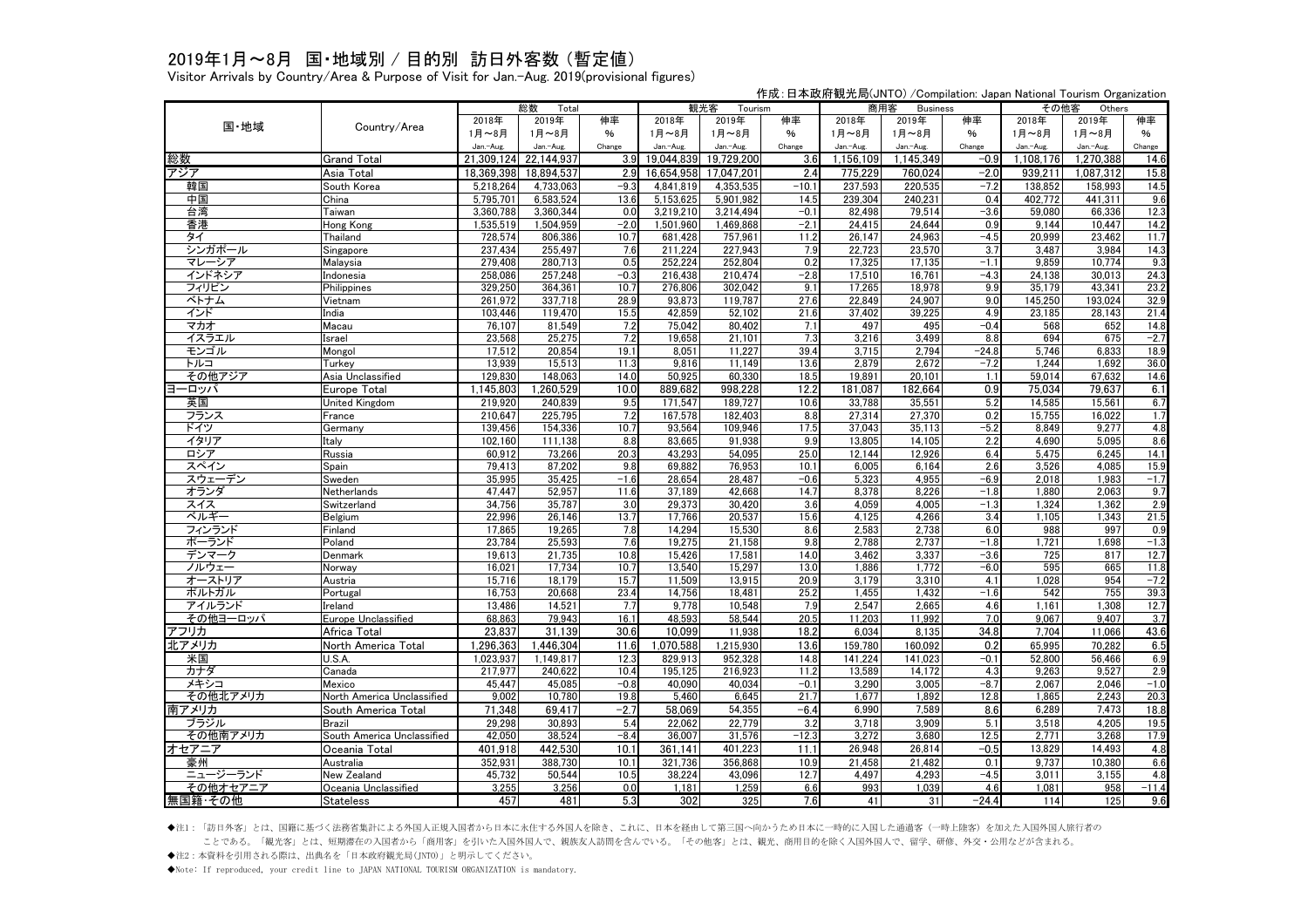# 2019年1月～8月 国・地域別 / 目的別 訪日外客数（暫定値）

Visitor Arrivals by Country/Area & Purpose of Visit for Jan.-Aug. 2019(provisional figures)

作成：日本政府観光局(JNTO) /Compilation: Japan National Tourism Organization

| 国・地域 | Country/Area | 総数 Total | | | 観光客 Tourism | | | 商用客 Business | | | その他客 Others | | |
|---|---|---|---|---|---|---|---|---|---|---|---|---|---|
| | | 2018年 1月～8月 Jan.-Aug. | 2019年 1月～8月 Jan.-Aug. | 伸率 % Change | 2018年 1月～8月 Jan.-Aug. | 2019年 1月～8月 Jan.-Aug. | 伸率 % Change | 2018年 1月～8月 Jan.-Aug. | 2019年 1月～8月 Jan.-Aug. | 伸率 % Change | 2018年 1月～8月 Jan.-Aug. | 2019年 1月～8月 Jan.-Aug. | 伸率 % Change |
| 総数 | Grand Total | 21,309,124 | 22,144,937 | 3.9 | 19,044,839 | 19,729,200 | 3.6 | 1,156,109 | 1,145,349 | −0.9 | 1,108,176 | 1,270,388 | 14.6 |
| アジア | Asia Total | 18,369,398 | 18,894,537 | 2.9 | 16,654,958 | 17,047,201 | 2.4 | 775,229 | 760,024 | −2.0 | 939,211 | 1,087,312 | 15.8 |
| 韓国 | South Korea | 5,218,264 | 4,733,063 | −9.3 | 4,841,819 | 4,353,535 | −10.1 | 237,593 | 220,535 | −7.2 | 138,852 | 158,993 | 14.5 |
| 中国 | China | 5,795,701 | 6,583,524 | 13.6 | 5,153,625 | 5,901,982 | 14.5 | 239,304 | 240,231 | 0.4 | 402,772 | 441,311 | 9.6 |
| 台湾 | Taiwan | 3,360,788 | 3,360,344 | 0.0 | 3,219,210 | 3,214,494 | −0.1 | 82,498 | 79,514 | −3.6 | 59,080 | 66,336 | 12.3 |
| 香港 | Hong Kong | 1,535,519 | 1,504,959 | −2.0 | 1,501,960 | 1,469,868 | −2.1 | 24,415 | 24,644 | 0.9 | 9,144 | 10,447 | 14.2 |
| タイ | Thailand | 728,574 | 806,386 | 10.7 | 681,428 | 757,961 | 11.2 | 26,147 | 24,963 | −4.5 | 20,999 | 23,462 | 11.7 |
| シンガポール | Singapore | 237,434 | 255,497 | 7.6 | 211,224 | 227,943 | 7.9 | 22,723 | 23,570 | 3.7 | 3,487 | 3,984 | 14.3 |
| マレーシア | Malaysia | 279,408 | 280,713 | 0.5 | 252,224 | 252,804 | 0.2 | 17,325 | 17,135 | −1.1 | 9,859 | 10,774 | 9.3 |
| インドネシア | Indonesia | 258,086 | 257,248 | −0.3 | 216,438 | 210,474 | −2.8 | 17,510 | 16,761 | −4.3 | 24,138 | 30,013 | 24.3 |
| フィリピン | Philippines | 329,250 | 364,361 | 10.7 | 276,806 | 302,042 | 9.1 | 17,265 | 18,978 | 9.9 | 35,179 | 43,341 | 23.2 |
| ベトナム | Vietnam | 261,972 | 337,718 | 28.9 | 93,873 | 119,787 | 27.6 | 22,849 | 24,907 | 9.0 | 145,250 | 193,024 | 32.9 |
| インド | India | 103,446 | 119,470 | 15.5 | 42,859 | 52,102 | 21.6 | 37,402 | 39,225 | 4.9 | 23,185 | 28,143 | 21.4 |
| マカオ | Macau | 76,107 | 81,549 | 7.2 | 75,042 | 80,402 | 7.1 | 497 | 495 | −0.4 | 568 | 652 | 14.8 |
| イスラエル | Israel | 23,568 | 25,275 | 7.2 | 19,658 | 21,101 | 7.3 | 3,216 | 3,499 | 8.8 | 694 | 675 | −2.7 |
| モンゴル | Mongol | 17,512 | 20,854 | 19.1 | 8,051 | 11,227 | 39.4 | 3,715 | 2,794 | −24.8 | 5,746 | 6,833 | 18.9 |
| トルコ | Turkey | 13,939 | 15,513 | 11.3 | 9,816 | 11,149 | 13.6 | 2,879 | 2,672 | −7.2 | 1,244 | 1,692 | 36.0 |
| その他アジア | Asia Unclassified | 129,830 | 148,063 | 14.0 | 50,925 | 60,330 | 18.5 | 19,891 | 20,101 | 1.1 | 59,014 | 67,632 | 14.6 |
| ヨーロッパ | Europe Total | 1,145,803 | 1,260,529 | 10.0 | 889,682 | 998,228 | 12.2 | 181,087 | 182,664 | 0.9 | 75,034 | 79,637 | 6.1 |
| 英国 | United Kingdom | 219,920 | 240,839 | 9.5 | 171,547 | 189,727 | 10.6 | 33,788 | 35,551 | 5.2 | 14,585 | 15,561 | 6.7 |
| フランス | France | 210,647 | 225,795 | 7.2 | 167,578 | 182,403 | 8.8 | 27,314 | 27,370 | 0.2 | 15,755 | 16,022 | 1.7 |
| ドイツ | Germany | 139,456 | 154,336 | 10.7 | 93,564 | 109,946 | 17.5 | 37,043 | 35,113 | −5.2 | 8,849 | 9,277 | 4.8 |
| イタリア | Italy | 102,160 | 111,138 | 8.8 | 83,665 | 91,938 | 9.9 | 13,805 | 14,105 | 2.2 | 4,690 | 5,095 | 8.6 |
| ロシア | Russia | 60,912 | 73,266 | 20.3 | 43,293 | 54,095 | 25.0 | 12,144 | 12,926 | 6.4 | 5,475 | 6,245 | 14.1 |
| スペイン | Spain | 79,413 | 87,202 | 9.8 | 69,882 | 76,953 | 10.1 | 6,005 | 6,164 | 2.6 | 3,526 | 4,085 | 15.9 |
| スウェーデン | Sweden | 35,995 | 35,425 | −1.6 | 28,654 | 28,487 | −0.6 | 5,323 | 4,955 | −6.9 | 2,018 | 1,983 | −1.7 |
| オランダ | Netherlands | 47,447 | 52,957 | 11.6 | 37,189 | 42,668 | 14.7 | 8,378 | 8,226 | −1.8 | 1,880 | 2,063 | 9.7 |
| スイス | Switzerland | 34,756 | 35,787 | 3.0 | 29,373 | 30,420 | 3.6 | 4,059 | 4,005 | −1.3 | 1,324 | 1,362 | 2.9 |
| ベルギー | Belgium | 22,996 | 26,146 | 13.7 | 17,766 | 20,537 | 15.6 | 4,125 | 4,266 | 3.4 | 1,105 | 1,343 | 21.5 |
| フィンランド | Finland | 17,865 | 19,265 | 7.8 | 14,294 | 15,530 | 8.6 | 2,583 | 2,738 | 6.0 | 988 | 997 | 0.9 |
| ポーランド | Poland | 23,784 | 25,593 | 7.6 | 19,275 | 21,158 | 9.8 | 2,788 | 2,737 | −1.8 | 1,721 | 1,698 | −1.3 |
| デンマーク | Denmark | 19,613 | 21,735 | 10.8 | 15,426 | 17,581 | 14.0 | 3,462 | 3,337 | −3.6 | 725 | 817 | 12.7 |
| ノルウェー | Norway | 16,021 | 17,734 | 10.7 | 13,540 | 15,297 | 13.0 | 1,886 | 1,772 | −6.0 | 595 | 665 | 11.8 |
| オーストリア | Austria | 15,716 | 18,179 | 15.7 | 11,509 | 13,915 | 20.9 | 3,179 | 3,310 | 4.1 | 1,028 | 954 | −7.2 |
| ポルトガル | Portugal | 16,753 | 20,668 | 23.4 | 14,756 | 18,481 | 25.2 | 1,455 | 1,432 | −1.6 | 542 | 755 | 39.3 |
| アイルランド | Ireland | 13,486 | 14,521 | 7.7 | 9,778 | 10,548 | 7.9 | 2,547 | 2,665 | 4.6 | 1,161 | 1,308 | 12.7 |
| その他ヨーロッパ | Europe Unclassified | 68,863 | 79,943 | 16.1 | 48,593 | 58,544 | 20.5 | 11,203 | 11,992 | 7.0 | 9,067 | 9,407 | 3.7 |
| アフリカ | Africa Total | 23,837 | 31,139 | 30.6 | 10,099 | 11,938 | 18.2 | 6,034 | 8,135 | 34.8 | 7,704 | 11,066 | 43.6 |
| 北アメリカ | North America Total | 1,296,363 | 1,446,304 | 11.6 | 1,070,588 | 1,215,930 | 13.6 | 159,780 | 160,092 | 0.2 | 65,995 | 70,282 | 6.5 |
| 米国 | U.S.A. | 1,023,937 | 1,149,817 | 12.3 | 829,913 | 952,328 | 14.8 | 141,224 | 141,023 | −0.1 | 52,800 | 56,466 | 6.9 |
| カナダ | Canada | 217,977 | 240,622 | 10.4 | 195,125 | 216,923 | 11.2 | 13,589 | 14,172 | 4.3 | 9,263 | 9,527 | 2.9 |
| メキシコ | Mexico | 45,447 | 45,085 | −0.8 | 40,090 | 40,034 | −0.1 | 3,290 | 3,005 | −8.7 | 2,067 | 2,046 | −1.0 |
| その他北アメリカ | North America Unclassified | 9,002 | 10,780 | 19.8 | 5,460 | 6,645 | 21.7 | 1,677 | 1,892 | 12.8 | 1,865 | 2,243 | 20.3 |
| 南アメリカ | South America Total | 71,348 | 69,417 | −2.7 | 58,069 | 54,355 | −6.4 | 6,990 | 7,589 | 8.6 | 6,289 | 7,473 | 18.8 |
| ブラジル | Brazil | 29,298 | 30,893 | 5.4 | 22,062 | 22,779 | 3.2 | 3,718 | 3,909 | 5.1 | 3,518 | 4,205 | 19.5 |
| その他南アメリカ | South America Unclassified | 42,050 | 38,524 | −8.4 | 36,007 | 31,576 | −12.3 | 3,272 | 3,680 | 12.5 | 2,771 | 3,268 | 17.9 |
| オセアニア | Oceania Total | 401,918 | 442,530 | 10.1 | 361,141 | 401,223 | 11.1 | 26,948 | 26,814 | −0.5 | 13,829 | 14,493 | 4.8 |
| 豪州 | Australia | 352,931 | 388,730 | 10.1 | 321,736 | 356,868 | 10.9 | 21,458 | 21,482 | 0.1 | 9,737 | 10,380 | 6.6 |
| ニュージーランド | New Zealand | 45,732 | 50,544 | 10.5 | 38,224 | 43,096 | 12.7 | 4,497 | 4,293 | −4.5 | 3,011 | 3,155 | 4.8 |
| その他オセアニア | Oceania Unclassified | 3,255 | 3,256 | 0.0 | 1,181 | 1,259 | 6.6 | 993 | 1,039 | 4.6 | 1,081 | 958 | −11.4 |
| 無国籍・その他 | Stateless | 457 | 481 | 5.3 | 302 | 325 | 7.6 | 41 | 31 | −24.4 | 114 | 125 | 9.6 |

◆注1：「訪日外客」とは、国籍に基づく法務省集計による外国人正規入国者から日本に永住する外国人を除き、これに、日本を経由して第三国へ向かうため日本に一時的に入国した通過客（一時上陸客）を加えた入国外国人旅行者のことである。「観光客」とは、短期滞在の入国者から「商用客」を引いた入国外国人で、親族友人訪問を含んでいる。「その他客」とは、観光、商用目的を除く入国外国人で、留学、研修、外交・公用などが含まれる。

◆注2：本資料を引用される際は、出典名を「日本政府観光局(JNTO)」と明示してください。

◆Note: If reproduced, your credit line to JAPAN NATIONAL TOURISM ORGANIZATION is mandatory.